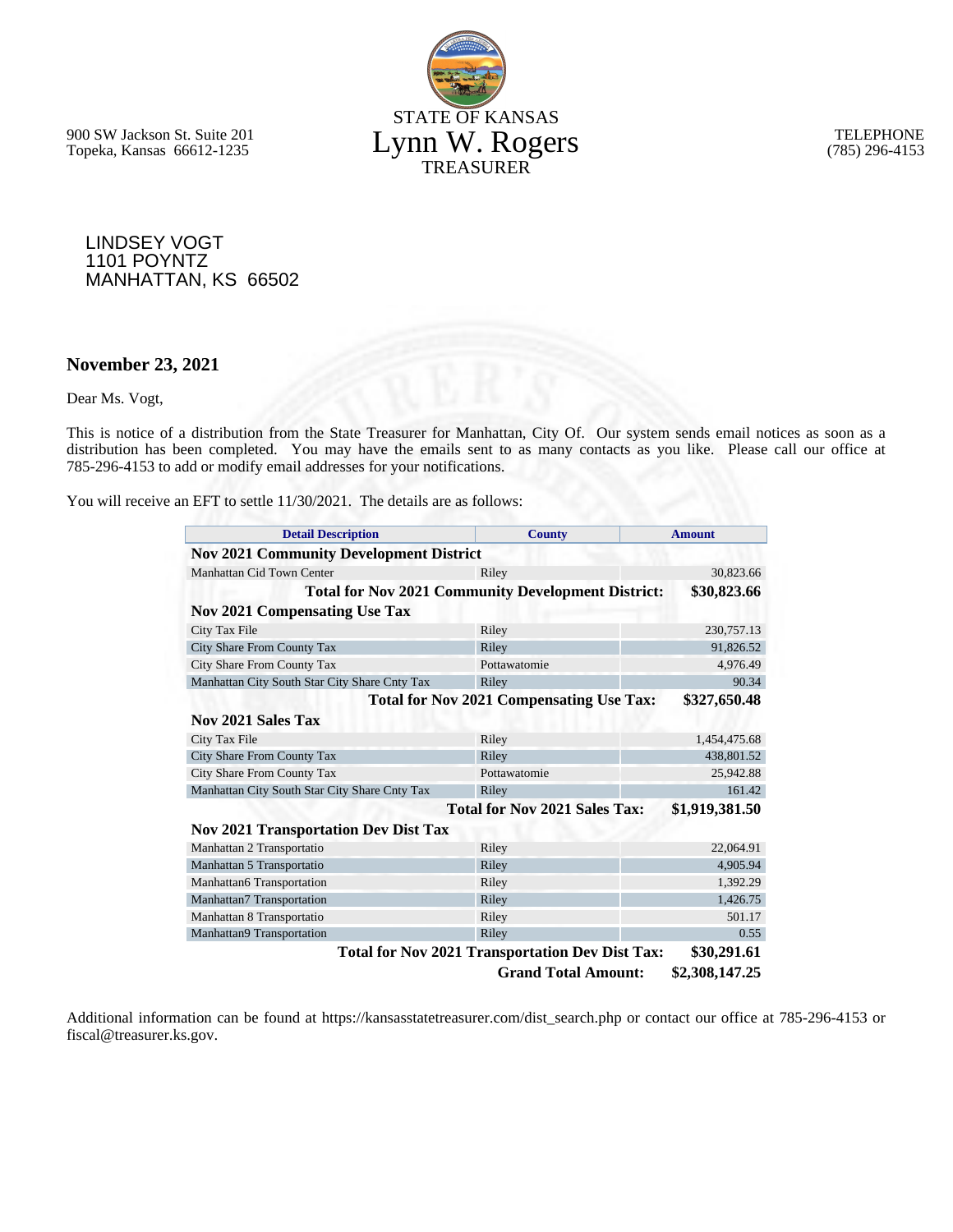900 SW Jackson St. Suite 201
Topeka, Kansas 66612-1235

STATE OF KANSAS

# Lynn W. Rogers

TREASURER

TELEPHONE
(785) 296-4153

LINDSEY VOGT
1101 POYNTZ
MANHATTAN, KS 66502

**November 23, 2021**

Dear Ms. Vogt,

This is notice of a distribution from the State Treasurer for Manhattan, City Of. Our system sends email notices as soon as a distribution has been completed. You may have the emails sent to as many contacts as you like. Please call our office at 785-296-4153 to add or modify email addresses for your notifications.

You will receive an EFT to settle 11/30/2021. The details are as follows:

| Detail Description | County | Amount |
|---|---|---|
| **Nov 2021 Community Development District** | | |
| Manhattan Cid Town Center | Riley | 30,823.66 |
| | **Total for Nov 2021 Community Development District:** | **$30,823.66** |
| **Nov 2021 Compensating Use Tax** | | |
| City Tax File | Riley | 230,757.13 |
| City Share From County Tax | Riley | 91,826.52 |
| City Share From County Tax | Pottawatomie | 4,976.49 |
| Manhattan City South Star City Share Cnty Tax | Riley | 90.34 |
| | **Total for Nov 2021 Compensating Use Tax:** | **$327,650.48** |
| **Nov 2021 Sales Tax** | | |
| City Tax File | Riley | 1,454,475.68 |
| City Share From County Tax | Riley | 438,801.52 |
| City Share From County Tax | Pottawatomie | 25,942.88 |
| Manhattan City South Star City Share Cnty Tax | Riley | 161.42 |
| | **Total for Nov 2021 Sales Tax:** | **$1,919,381.50** |
| **Nov 2021 Transportation Dev Dist Tax** | | |
| Manhattan 2 Transportatio | Riley | 22,064.91 |
| Manhattan 5 Transportatio | Riley | 4,905.94 |
| Manhattan6 Transportation | Riley | 1,392.29 |
| Manhattan7 Transportation | Riley | 1,426.75 |
| Manhattan 8 Transportatio | Riley | 501.17 |
| Manhattan9 Transportation | Riley | 0.55 |
| | **Total for Nov 2021 Transportation Dev Dist Tax:** | **$30,291.61** |
| | **Grand Total Amount:** | **$2,308,147.25** |

Additional information can be found at https://kansasstatetreasurer.com/dist_search.php or contact our office at 785-296-4153 or fiscal@treasurer.ks.gov.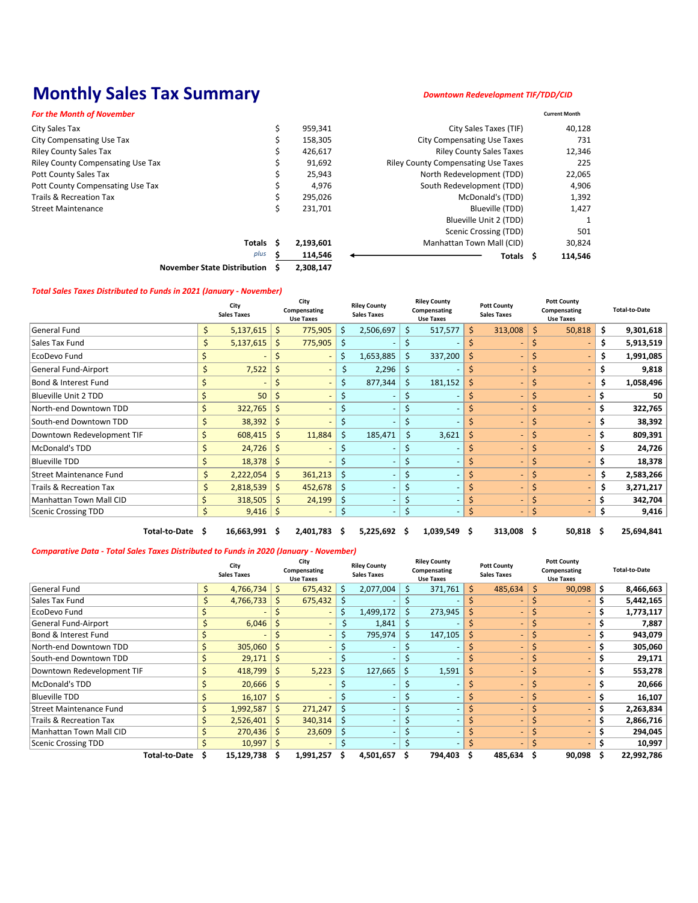# Monthly Sales Tax Summary

*For the Month of November*

| | | |
|---|---|---|
| City Sales Tax | $ | 959,341 |
| City Compensating Use Tax | $ | 158,305 |
| Riley County Sales Tax | $ | 426,617 |
| Riley County Compensating Use Tax | $ | 91,692 |
| Pott County Sales Tax | $ | 25,943 |
| Pott County Compensating Use Tax | $ | 4,976 |
| Trails & Recreation Tax | $ | 295,026 |
| Street Maintenance | $ | 231,701 |
| **Totals** | **$** | **2,193,601** |
| *plus* | **$** | **114,546** |
| **November State Distribution** | **$** | **2,308,147** |

*Downtown Redevelopment TIF/TDD/CID*

| | Current Month |
|---|---|
| City Sales Taxes (TIF) | 40,128 |
| City Compensating Use Taxes | 731 |
| Riley County Sales Taxes | 12,346 |
| Riley County Compensating Use Taxes | 225 |
| North Redevelopment (TDD) | 22,065 |
| South Redevelopment (TDD) | 4,906 |
| McDonald's (TDD) | 1,392 |
| Blueville (TDD) | 1,427 |
| Blueville Unit 2 (TDD) | 1 |
| Scenic Crossing (TDD) | 501 |
| Manhattan Town Mall (CID) | 30,824 |
| **Totals** | **$ 114,546** |

*Total Sales Taxes Distributed to Funds in 2021 (January - November)*

| | City Sales Taxes | City Compensating Use Taxes | Riley County Sales Taxes | Riley County Compensating Use Taxes | Pott County Sales Taxes | Pott County Compensating Use Taxes | Total-to-Date |
|---|---|---|---|---|---|---|---|
| General Fund | $ 5,137,615 | $ 775,905 | $ 2,506,697 | $ 517,577 | $ 313,008 | $ 50,818 | **$ 9,301,618** |
| Sales Tax Fund | $ 5,137,615 | $ 775,905 | $ - | $ - | $ - | $ - | **$ 5,913,519** |
| EcoDevo Fund | $ - | $ - | $ 1,653,885 | $ 337,200 | $ - | $ - | **$ 1,991,085** |
| General Fund-Airport | $ 7,522 | $ - | $ 2,296 | $ - | $ - | $ - | **$ 9,818** |
| Bond & Interest Fund | $ - | $ - | $ 877,344 | $ 181,152 | $ - | $ - | **$ 1,058,496** |
| Blueville Unit 2 TDD | $ 50 | $ - | $ - | $ - | $ - | $ - | **$ 50** |
| North-end Downtown TDD | $ 322,765 | $ - | $ - | $ - | $ - | $ - | **$ 322,765** |
| South-end Downtown TDD | $ 38,392 | $ - | $ - | $ - | $ - | $ - | **$ 38,392** |
| Downtown Redevelopment TIF | $ 608,415 | $ 11,884 | $ 185,471 | $ 3,621 | $ - | $ - | **$ 809,391** |
| McDonald's TDD | $ 24,726 | $ - | $ - | $ - | $ - | $ - | **$ 24,726** |
| Blueville TDD | $ 18,378 | $ - | $ - | $ - | $ - | $ - | **$ 18,378** |
| Street Maintenance Fund | $ 2,222,054 | $ 361,213 | $ - | $ - | $ - | $ - | **$ 2,583,266** |
| Trails & Recreation Tax | $ 2,818,539 | $ 452,678 | $ - | $ - | $ - | $ - | **$ 3,271,217** |
| Manhattan Town Mall CID | $ 318,505 | $ 24,199 | $ - | $ - | $ - | $ - | **$ 342,704** |
| Scenic Crossing TDD | $ 9,416 | $ - | $ - | $ - | $ - | $ - | **$ 9,416** |
| **Total-to-Date** | **$ 16,663,991** | **$ 2,401,783** | **$ 5,225,692** | **$ 1,039,549** | **$ 313,008** | **$ 50,818** | **$ 25,694,841** |

*Comparative Data - Total Sales Taxes Distributed to Funds in 2020 (January - November)*

| | City Sales Taxes | City Compensating Use Taxes | Riley County Sales Taxes | Riley County Compensating Use Taxes | Pott County Sales Taxes | Pott County Compensating Use Taxes | Total-to-Date |
|---|---|---|---|---|---|---|---|
| General Fund | $ 4,766,734 | $ 675,432 | $ 2,077,004 | $ 371,761 | $ 485,634 | $ 90,098 | **$ 8,466,663** |
| Sales Tax Fund | $ 4,766,733 | $ 675,432 | $ - | $ - | $ - | $ - | **$ 5,442,165** |
| EcoDevo Fund | $ - | $ - | $ 1,499,172 | $ 273,945 | $ - | $ - | **$ 1,773,117** |
| General Fund-Airport | $ 6,046 | $ - | $ 1,841 | $ - | $ - | $ - | **$ 7,887** |
| Bond & Interest Fund | $ - | $ - | $ 795,974 | $ 147,105 | $ - | $ - | **$ 943,079** |
| North-end Downtown TDD | $ 305,060 | $ - | $ - | $ - | $ - | $ - | **$ 305,060** |
| South-end Downtown TDD | $ 29,171 | $ - | $ - | $ - | $ - | $ - | **$ 29,171** |
| Downtown Redevelopment TIF | $ 418,799 | $ 5,223 | $ 127,665 | $ 1,591 | $ - | $ - | **$ 553,278** |
| McDonald's TDD | $ 20,666 | $ - | $ - | $ - | $ - | $ - | **$ 20,666** |
| Blueville TDD | $ 16,107 | $ - | $ - | $ - | $ - | $ - | **$ 16,107** |
| Street Maintenance Fund | $ 1,992,587 | $ 271,247 | $ - | $ - | $ - | $ - | **$ 2,263,834** |
| Trails & Recreation Tax | $ 2,526,401 | $ 340,314 | $ - | $ - | $ - | $ - | **$ 2,866,716** |
| Manhattan Town Mall CID | $ 270,436 | $ 23,609 | $ - | $ - | $ - | $ - | **$ 294,045** |
| Scenic Crossing TDD | $ 10,997 | $ - | $ - | $ - | $ - | $ - | **$ 10,997** |
| **Total-to-Date** | **$ 15,129,738** | **$ 1,991,257** | **$ 4,501,657** | **$ 794,403** | **$ 485,634** | **$ 90,098** | **$ 22,992,786** |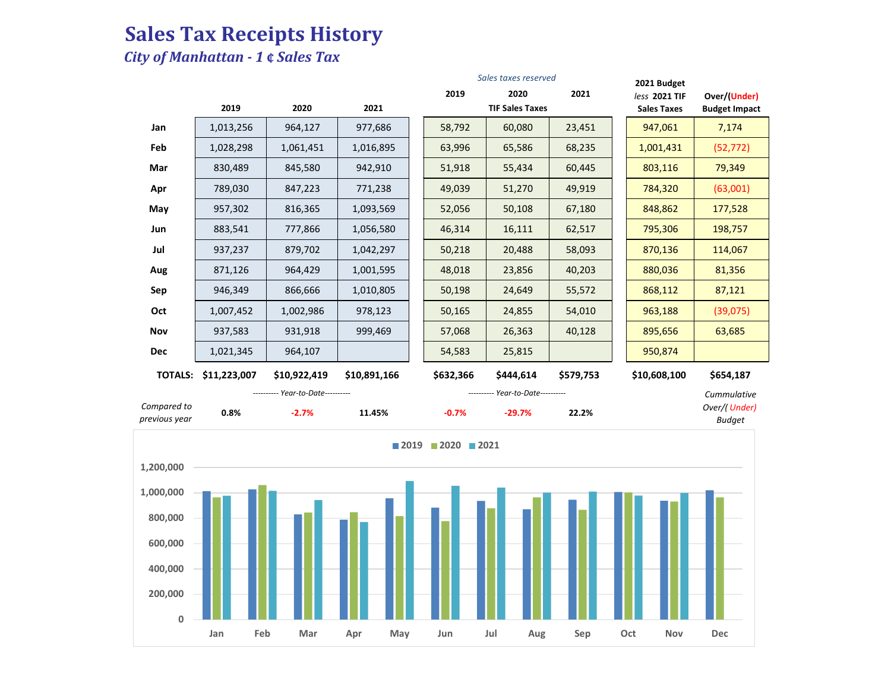# Sales Tax Receipts History

*City of Manhattan - 1 ¢ Sales Tax*

| | 2019 | 2020 | 2021 | 2019 TIF Sales Taxes (Sales taxes reserved) | 2020 TIF Sales Taxes (Sales taxes reserved) | 2021 TIF Sales Taxes (Sales taxes reserved) | 2021 Budget *less* 2021 TIF Sales Taxes | Over/(Under) Budget Impact |
|---|---|---|---|---|---|---|---|---|
| **Jan** | 1,013,256 | 964,127 | 977,686 | 58,792 | 60,080 | 23,451 | 947,061 | 7,174 |
| **Feb** | 1,028,298 | 1,061,451 | 1,016,895 | 63,996 | 65,586 | 68,235 | 1,001,431 | (52,772) |
| **Mar** | 830,489 | 845,580 | 942,910 | 51,918 | 55,434 | 60,445 | 803,116 | 79,349 |
| **Apr** | 789,030 | 847,223 | 771,238 | 49,039 | 51,270 | 49,919 | 784,320 | (63,001) |
| **May** | 957,302 | 816,365 | 1,093,569 | 52,056 | 50,108 | 67,180 | 848,862 | 177,528 |
| **Jun** | 883,541 | 777,866 | 1,056,580 | 46,314 | 16,111 | 62,517 | 795,306 | 198,757 |
| **Jul** | 937,237 | 879,702 | 1,042,297 | 50,218 | 20,488 | 58,093 | 870,136 | 114,067 |
| **Aug** | 871,126 | 964,429 | 1,001,595 | 48,018 | 23,856 | 40,203 | 880,036 | 81,356 |
| **Sep** | 946,349 | 866,666 | 1,010,805 | 50,198 | 24,649 | 55,572 | 868,112 | 87,121 |
| **Oct** | 1,007,452 | 1,002,986 | 978,123 | 50,165 | 24,855 | 54,010 | 963,188 | (39,075) |
| **Nov** | 937,583 | 931,918 | 999,469 | 57,068 | 26,363 | 40,128 | 895,656 | 63,685 |
| **Dec** | 1,021,345 | 964,107 | | 54,583 | 25,815 | | 950,874 | |
| **TOTALS:** | **$11,223,007** | **$10,922,419** | **$10,891,166** | **$632,366** | **$444,614** | **$579,753** | **$10,608,100** | **$654,187** |
| *Compared to previous year* (Year-to-Date) | **0.8%** | **-2.7%** | **11.45%** | **-0.7%** | **-29.7%** | **22.2%** | | *Cummulative Over/(Under) Budget* |

Chart legend: 2019, 2020, 2021

| | 2019 | 2020 | 2021 |
|---|---|---|---|
| Jan | 1,013,256 | 964,127 | 977,686 |
| Feb | 1,028,298 | 1,061,451 | 1,016,895 |
| Mar | 830,489 | 845,580 | 942,910 |
| Apr | 789,030 | 847,223 | 771,238 |
| May | 957,302 | 816,365 | 1,093,569 |
| Jun | 883,541 | 777,866 | 1,056,580 |
| Jul | 937,237 | 879,702 | 1,042,297 |
| Aug | 871,126 | 964,429 | 1,001,595 |
| Sep | 946,349 | 866,666 | 1,010,805 |
| Oct | 1,007,452 | 1,002,986 | 978,123 |
| Nov | 937,583 | 931,918 | 999,469 |
| Dec | 1,021,345 | 964,107 | |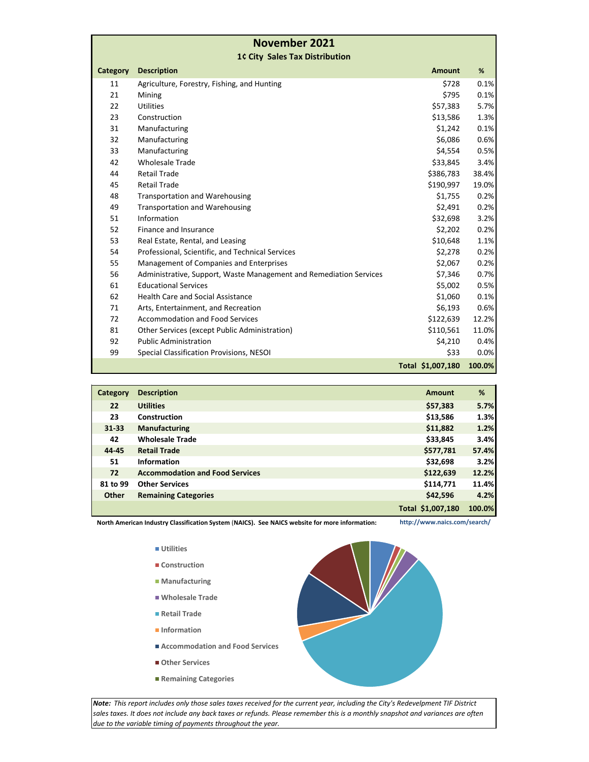# November 2021

## 1¢ City Sales Tax Distribution

| Category | Description | Amount | % |
|---|---|---|---|
| 11 | Agriculture, Forestry, Fishing, and Hunting | $728 | 0.1% |
| 21 | Mining | $795 | 0.1% |
| 22 | Utilities | $57,383 | 5.7% |
| 23 | Construction | $13,586 | 1.3% |
| 31 | Manufacturing | $1,242 | 0.1% |
| 32 | Manufacturing | $6,086 | 0.6% |
| 33 | Manufacturing | $4,554 | 0.5% |
| 42 | Wholesale Trade | $33,845 | 3.4% |
| 44 | Retail Trade | $386,783 | 38.4% |
| 45 | Retail Trade | $190,997 | 19.0% |
| 48 | Transportation and Warehousing | $1,755 | 0.2% |
| 49 | Transportation and Warehousing | $2,491 | 0.2% |
| 51 | Information | $32,698 | 3.2% |
| 52 | Finance and Insurance | $2,202 | 0.2% |
| 53 | Real Estate, Rental, and Leasing | $10,648 | 1.1% |
| 54 | Professional, Scientific, and Technical Services | $2,278 | 0.2% |
| 55 | Management of Companies and Enterprises | $2,067 | 0.2% |
| 56 | Administrative, Support, Waste Management and Remediation Services | $7,346 | 0.7% |
| 61 | Educational Services | $5,002 | 0.5% |
| 62 | Health Care and Social Assistance | $1,060 | 0.1% |
| 71 | Arts, Entertainment, and Recreation | $6,193 | 0.6% |
| 72 | Accommodation and Food Services | $122,639 | 12.2% |
| 81 | Other Services (except Public Administration) | $110,561 | 11.0% |
| 92 | Public Administration | $4,210 | 0.4% |
| 99 | Special Classification Provisions, NESOI | $33 | 0.0% |
| | | Total $1,007,180 | 100.0% |

| Category | Description | Amount | % |
|---|---|---|---|
| **22** | **Utilities** | **$57,383** | **5.7%** |
| **23** | **Construction** | **$13,586** | **1.3%** |
| **31-33** | **Manufacturing** | **$11,882** | **1.2%** |
| **42** | **Wholesale Trade** | **$33,845** | **3.4%** |
| **44-45** | **Retail Trade** | **$577,781** | **57.4%** |
| **51** | **Information** | **$32,698** | **3.2%** |
| **72** | **Accommodation and Food Services** | **$122,639** | **12.2%** |
| **81 to 99** | **Other Services** | **$114,771** | **11.4%** |
| **Other** | **Remaining Categories** | **$42,596** | **4.2%** |
| | | **Total $1,007,180** | **100.0%** |

**North American Industry Classification System (NAICS). See NAICS website for more information:** **http://www.naics.com/search/**

Utilities
Construction
Manufacturing
Wholesale Trade
Retail Trade
Information
Accommodation and Food Services
Other Services
Remaining Categories

***Note:*** *This report includes only those sales taxes received for the current year, including the City's Redevelpment TIF District sales taxes. It does not include any back taxes or refunds. Please remember this is a monthly snapshot and variances are often due to the variable timing of payments throughout the year.*